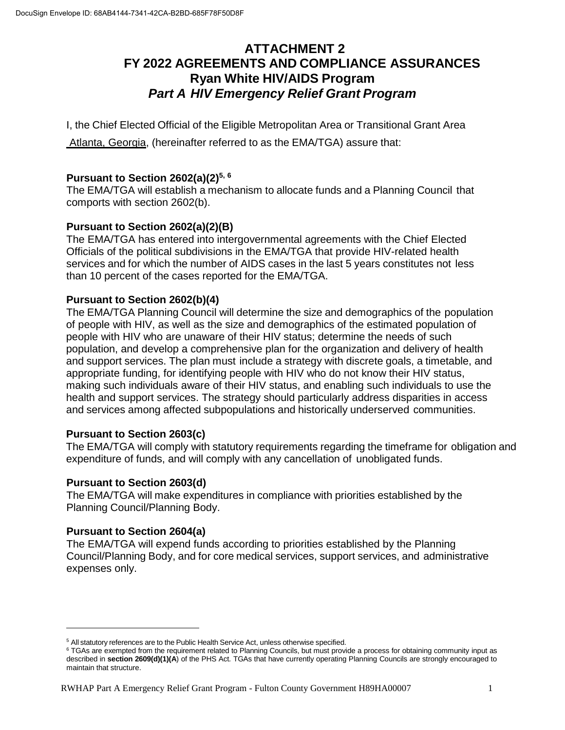# ATTACHMENT 2
# FY 2022 AGREEMENTS AND COMPLIANCE ASSURANCES
## Ryan White HIV/AIDS Program
## *Part A HIV Emergency Relief Grant Program*

I, the Chief Elected Official of the Eligible Metropolitan Area or Transitional Grant Area Atlanta, Georgia, (hereinafter referred to as the EMA/TGA) assure that:

**Pursuant to Section 2602(a)(2)[5, 6]**
The EMA/TGA will establish a mechanism to allocate funds and a Planning Council that comports with section 2602(b).

**Pursuant to Section 2602(a)(2)(B)**
The EMA/TGA has entered into intergovernmental agreements with the Chief Elected Officials of the political subdivisions in the EMA/TGA that provide HIV-related health services and for which the number of AIDS cases in the last 5 years constitutes not less than 10 percent of the cases reported for the EMA/TGA.

**Pursuant to Section 2602(b)(4)**
The EMA/TGA Planning Council will determine the size and demographics of the population of people with HIV, as well as the size and demographics of the estimated population of people with HIV who are unaware of their HIV status; determine the needs of such population, and develop a comprehensive plan for the organization and delivery of health and support services. The plan must include a strategy with discrete goals, a timetable, and appropriate funding, for identifying people with HIV who do not know their HIV status, making such individuals aware of their HIV status, and enabling such individuals to use the health and support services. The strategy should particularly address disparities in access and services among affected subpopulations and historically underserved communities.

**Pursuant to Section 2603(c)**
The EMA/TGA will comply with statutory requirements regarding the timeframe for obligation and expenditure of funds, and will comply with any cancellation of unobligated funds.

**Pursuant to Section 2603(d)**
The EMA/TGA will make expenditures in compliance with priorities established by the Planning Council/Planning Body.

**Pursuant to Section 2604(a)**
The EMA/TGA will expend funds according to priorities established by the Planning Council/Planning Body, and for core medical services, support services, and administrative expenses only.

---

[5] All statutory references are to the Public Health Service Act, unless otherwise specified.

[6] TGAs are exempted from the requirement related to Planning Councils, but must provide a process for obtaining community input as described in **section 2609(d)(1)(A**) of the PHS Act. TGAs that have currently operating Planning Councils are strongly encouraged to maintain that structure.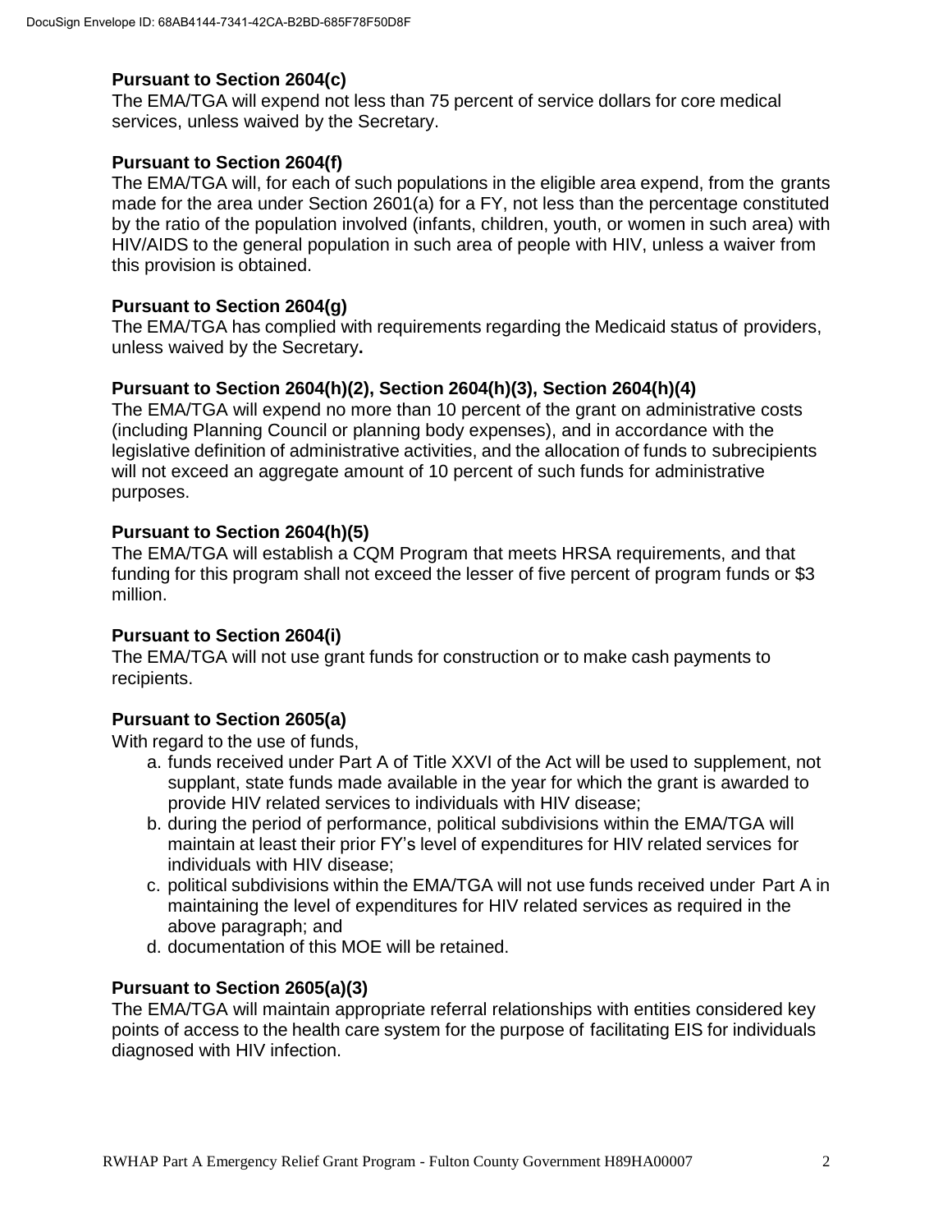**Pursuant to Section 2604(c)**

The EMA/TGA will expend not less than 75 percent of service dollars for core medical services, unless waived by the Secretary.

**Pursuant to Section 2604(f)**

The EMA/TGA will, for each of such populations in the eligible area expend, from the grants made for the area under Section 2601(a) for a FY, not less than the percentage constituted by the ratio of the population involved (infants, children, youth, or women in such area) with HIV/AIDS to the general population in such area of people with HIV, unless a waiver from this provision is obtained.

**Pursuant to Section 2604(g)**

The EMA/TGA has complied with requirements regarding the Medicaid status of providers, unless waived by the Secretary**.**

**Pursuant to Section 2604(h)(2), Section 2604(h)(3), Section 2604(h)(4)**

The EMA/TGA will expend no more than 10 percent of the grant on administrative costs (including Planning Council or planning body expenses), and in accordance with the legislative definition of administrative activities, and the allocation of funds to subrecipients will not exceed an aggregate amount of 10 percent of such funds for administrative purposes.

**Pursuant to Section 2604(h)(5)**

The EMA/TGA will establish a CQM Program that meets HRSA requirements, and that funding for this program shall not exceed the lesser of five percent of program funds or $3 million.

**Pursuant to Section 2604(i)**

The EMA/TGA will not use grant funds for construction or to make cash payments to recipients.

**Pursuant to Section 2605(a)**

With regard to the use of funds,

a. funds received under Part A of Title XXVI of the Act will be used to supplement, not supplant, state funds made available in the year for which the grant is awarded to provide HIV related services to individuals with HIV disease;
b. during the period of performance, political subdivisions within the EMA/TGA will maintain at least their prior FY's level of expenditures for HIV related services for individuals with HIV disease;
c. political subdivisions within the EMA/TGA will not use funds received under Part A in maintaining the level of expenditures for HIV related services as required in the above paragraph; and
d. documentation of this MOE will be retained.

**Pursuant to Section 2605(a)(3)**

The EMA/TGA will maintain appropriate referral relationships with entities considered key points of access to the health care system for the purpose of facilitating EIS for individuals diagnosed with HIV infection.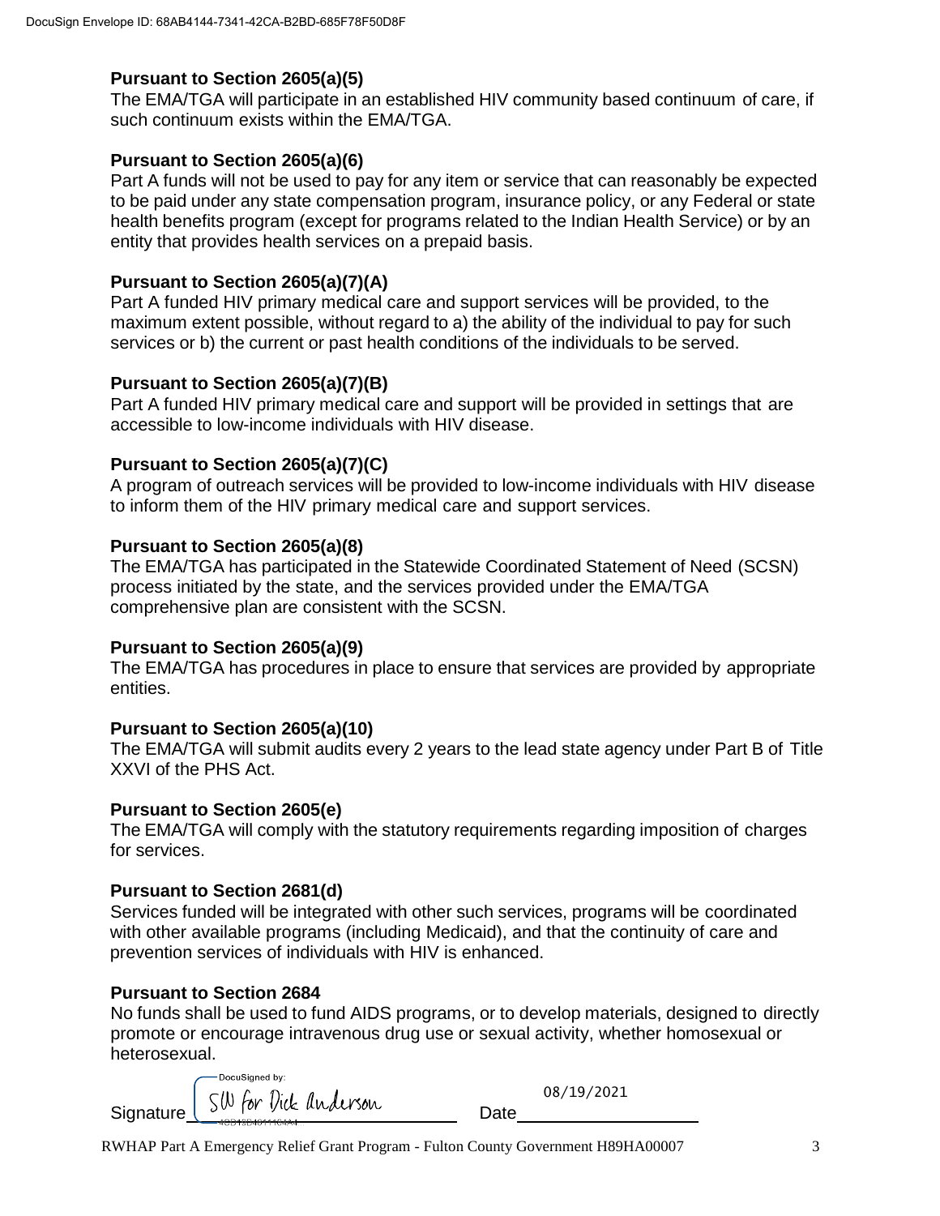**Pursuant to Section 2605(a)(5)**

The EMA/TGA will participate in an established HIV community based continuum of care, if such continuum exists within the EMA/TGA.

**Pursuant to Section 2605(a)(6)**

Part A funds will not be used to pay for any item or service that can reasonably be expected to be paid under any state compensation program, insurance policy, or any Federal or state health benefits program (except for programs related to the Indian Health Service) or by an entity that provides health services on a prepaid basis.

**Pursuant to Section 2605(a)(7)(A)**

Part A funded HIV primary medical care and support services will be provided, to the maximum extent possible, without regard to a) the ability of the individual to pay for such services or b) the current or past health conditions of the individuals to be served.

**Pursuant to Section 2605(a)(7)(B)**

Part A funded HIV primary medical care and support will be provided in settings that are accessible to low-income individuals with HIV disease.

**Pursuant to Section 2605(a)(7)(C)**

A program of outreach services will be provided to low-income individuals with HIV disease to inform them of the HIV primary medical care and support services.

**Pursuant to Section 2605(a)(8)**

The EMA/TGA has participated in the Statewide Coordinated Statement of Need (SCSN) process initiated by the state, and the services provided under the EMA/TGA comprehensive plan are consistent with the SCSN.

**Pursuant to Section 2605(a)(9)**

The EMA/TGA has procedures in place to ensure that services are provided by appropriate entities.

**Pursuant to Section 2605(a)(10)**

The EMA/TGA will submit audits every 2 years to the lead state agency under Part B of Title XXVI of the PHS Act.

**Pursuant to Section 2605(e)**

The EMA/TGA will comply with the statutory requirements regarding imposition of charges for services.

**Pursuant to Section 2681(d)**

Services funded will be integrated with other such services, programs will be coordinated with other available programs (including Medicaid), and that the continuity of care and prevention services of individuals with HIV is enhanced.

**Pursuant to Section 2684**

No funds shall be used to fund AIDS programs, or to develop materials, designed to directly promote or encourage intravenous drug use or sexual activity, whether homosexual or heterosexual.

Signature: DocuSigned by: SW for Dick Anderson    Date: 08/19/2021

RWHAP Part A Emergency Relief Grant Program - Fulton County Government H89HA00007